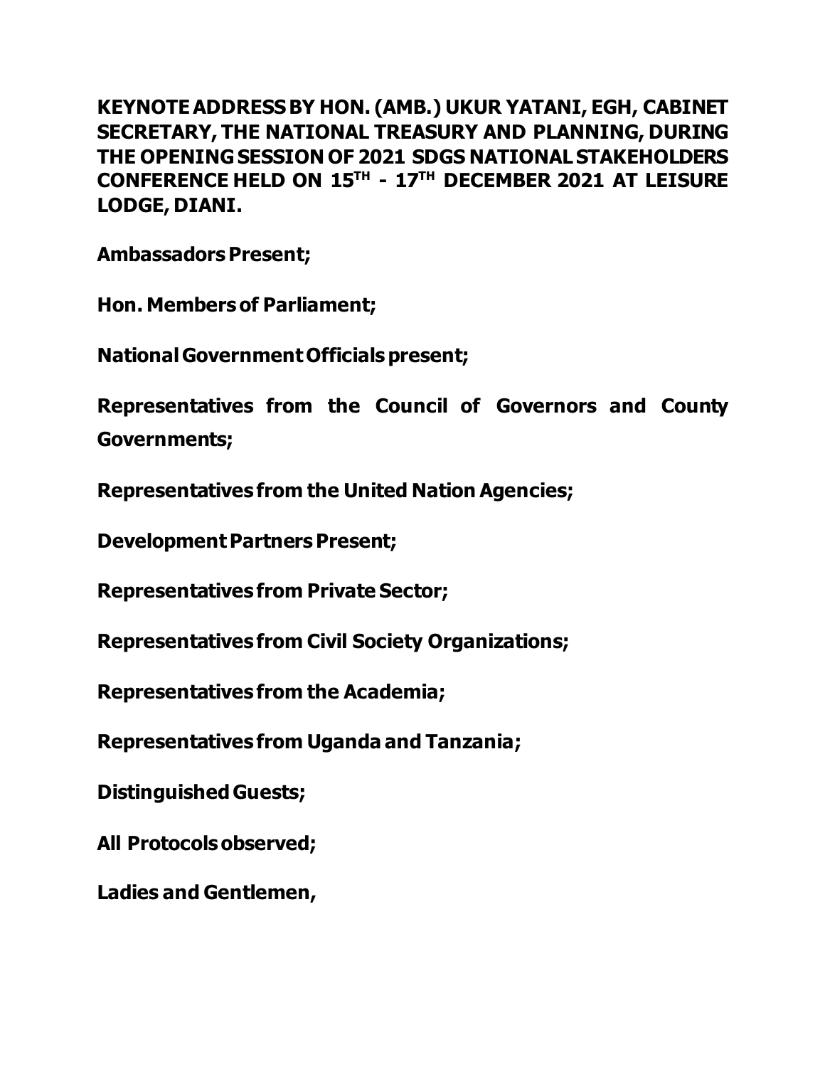# KEYNOTE ADDRESS BY HON. (AMB.) UKUR YATANI, EGH, CABINET SECRETARY, THE NATIONAL TREASURY AND PLANNING, DURING THE OPENING SESSION OF 2021 SDGS NATIONAL STAKEHOLDERS CONFERENCE HELD ON 15TH - 17TH DECEMBER 2021 AT LEISURE LODGE, DIANI.

**Ambassadors Present;**

**Hon. Members of Parliament;**

**National Government Officials present;**

**Representatives from the Council of Governors and County Governments;**

**Representatives from the United Nation Agencies;**

**Development Partners Present;**

**Representatives from Private Sector;**

**Representatives from Civil Society Organizations;**

**Representatives from the Academia;**

**Representatives from Uganda and Tanzania;**

**Distinguished Guests;**

**All Protocols observed;**

**Ladies and Gentlemen,**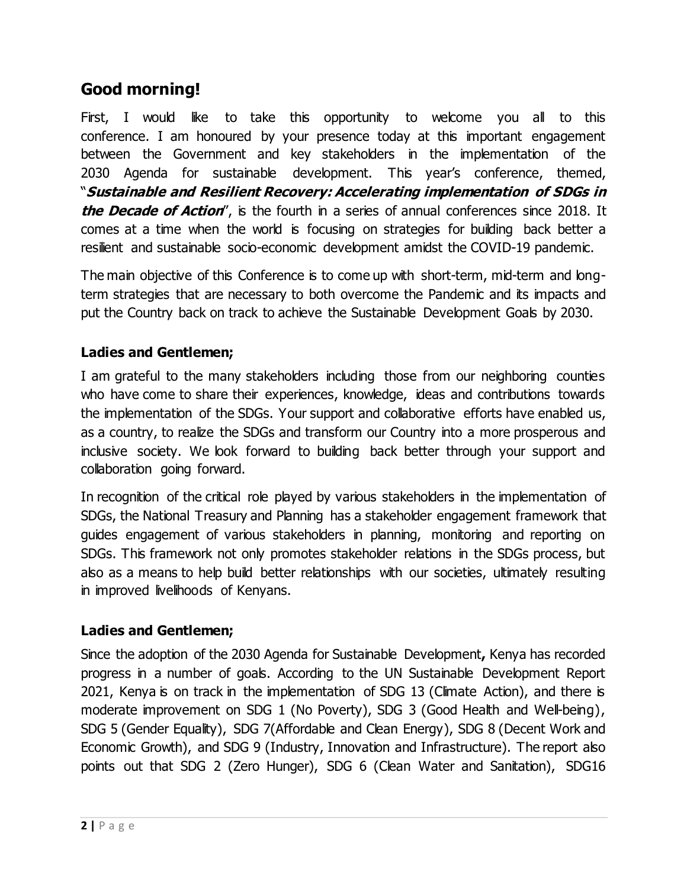## Good morning!

First, I would like to take this opportunity to welcome you all to this conference. I am honoured by your presence today at this important engagement between the Government and key stakeholders in the implementation of the 2030 Agenda for sustainable development. This year's conference, themed, "***Sustainable and Resilient Recovery: Accelerating implementation of SDGs in the Decade of Action***", is the fourth in a series of annual conferences since 2018. It comes at a time when the world is focusing on strategies for building back better a resilient and sustainable socio-economic development amidst the COVID-19 pandemic.

The main objective of this Conference is to come up with short-term, mid-term and long-term strategies that are necessary to both overcome the Pandemic and its impacts and put the Country back on track to achieve the Sustainable Development Goals by 2030.

**Ladies and Gentlemen;**

I am grateful to the many stakeholders including those from our neighboring counties who have come to share their experiences, knowledge, ideas and contributions towards the implementation of the SDGs. Your support and collaborative efforts have enabled us, as a country, to realize the SDGs and transform our Country into a more prosperous and inclusive society. We look forward to building back better through your support and collaboration going forward.

In recognition of the critical role played by various stakeholders in the implementation of SDGs, the National Treasury and Planning has a stakeholder engagement framework that guides engagement of various stakeholders in planning, monitoring and reporting on SDGs. This framework not only promotes stakeholder relations in the SDGs process, but also as a means to help build better relationships with our societies, ultimately resulting in improved livelihoods of Kenyans.

**Ladies and Gentlemen;**

Since the adoption of the 2030 Agenda for Sustainable Development**,** Kenya has recorded progress in a number of goals. According to the UN Sustainable Development Report 2021, Kenya is on track in the implementation of SDG 13 (Climate Action), and there is moderate improvement on SDG 1 (No Poverty), SDG 3 (Good Health and Well-being), SDG 5 (Gender Equality), SDG 7(Affordable and Clean Energy), SDG 8 (Decent Work and Economic Growth), and SDG 9 (Industry, Innovation and Infrastructure). The report also points out that SDG 2 (Zero Hunger), SDG 6 (Clean Water and Sanitation), SDG16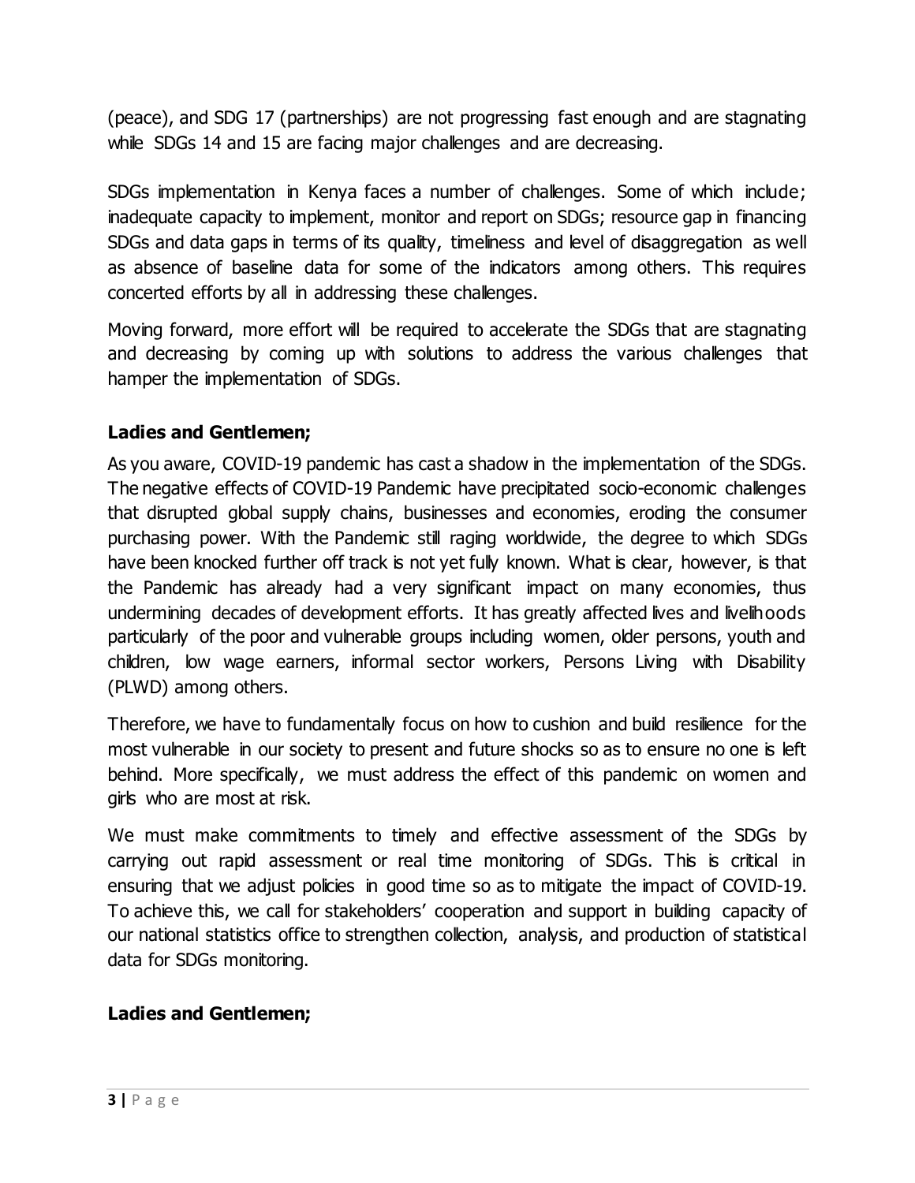(peace), and SDG 17 (partnerships) are not progressing fast enough and are stagnating while SDGs 14 and 15 are facing major challenges and are decreasing.

SDGs implementation in Kenya faces a number of challenges. Some of which include; inadequate capacity to implement, monitor and report on SDGs; resource gap in financing SDGs and data gaps in terms of its quality, timeliness and level of disaggregation as well as absence of baseline data for some of the indicators among others. This requires concerted efforts by all in addressing these challenges.

Moving forward, more effort will be required to accelerate the SDGs that are stagnating and decreasing by coming up with solutions to address the various challenges that hamper the implementation of SDGs.

**Ladies and Gentlemen;**

As you aware, COVID-19 pandemic has cast a shadow in the implementation of the SDGs. The negative effects of COVID-19 Pandemic have precipitated socio-economic challenges that disrupted global supply chains, businesses and economies, eroding the consumer purchasing power. With the Pandemic still raging worldwide, the degree to which SDGs have been knocked further off track is not yet fully known. What is clear, however, is that the Pandemic has already had a very significant impact on many economies, thus undermining decades of development efforts. It has greatly affected lives and livelihoods particularly of the poor and vulnerable groups including women, older persons, youth and children, low wage earners, informal sector workers, Persons Living with Disability (PLWD) among others.

Therefore, we have to fundamentally focus on how to cushion and build resilience for the most vulnerable in our society to present and future shocks so as to ensure no one is left behind. More specifically, we must address the effect of this pandemic on women and girls who are most at risk.

We must make commitments to timely and effective assessment of the SDGs by carrying out rapid assessment or real time monitoring of SDGs. This is critical in ensuring that we adjust policies in good time so as to mitigate the impact of COVID-19. To achieve this, we call for stakeholders' cooperation and support in building capacity of our national statistics office to strengthen collection, analysis, and production of statistical data for SDGs monitoring.

**Ladies and Gentlemen;**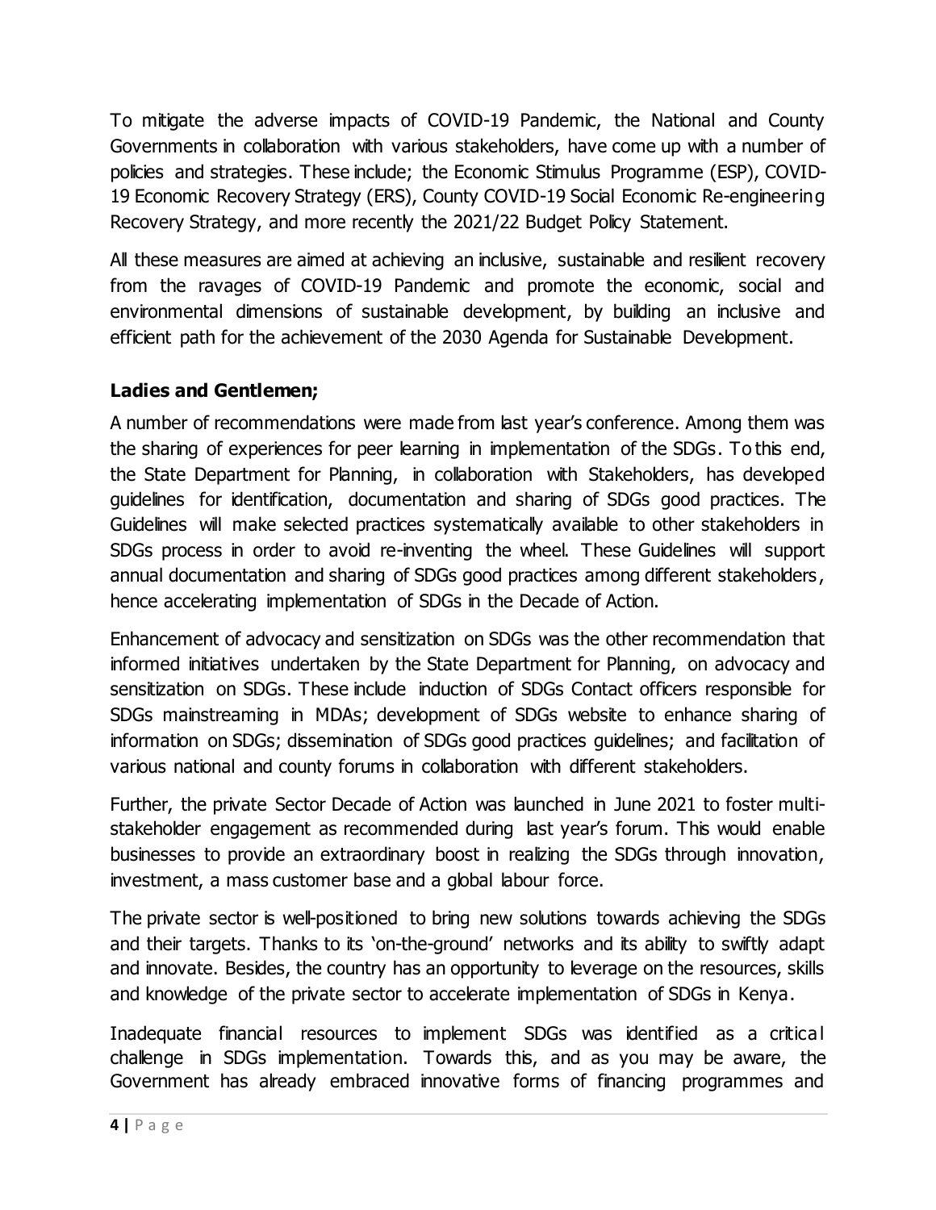To mitigate the adverse impacts of COVID-19 Pandemic, the National and County Governments in collaboration with various stakeholders, have come up with a number of policies and strategies. These include; the Economic Stimulus Programme (ESP), COVID-19 Economic Recovery Strategy (ERS), County COVID-19 Social Economic Re-engineering Recovery Strategy, and more recently the 2021/22 Budget Policy Statement.

All these measures are aimed at achieving an inclusive, sustainable and resilient recovery from the ravages of COVID-19 Pandemic and promote the economic, social and environmental dimensions of sustainable development, by building an inclusive and efficient path for the achievement of the 2030 Agenda for Sustainable Development.

**Ladies and Gentlemen;**

A number of recommendations were made from last year's conference. Among them was the sharing of experiences for peer learning in implementation of the SDGs. To this end, the State Department for Planning, in collaboration with Stakeholders, has developed guidelines for identification, documentation and sharing of SDGs good practices. The Guidelines will make selected practices systematically available to other stakeholders in SDGs process in order to avoid re-inventing the wheel. These Guidelines will support annual documentation and sharing of SDGs good practices among different stakeholders, hence accelerating implementation of SDGs in the Decade of Action.

Enhancement of advocacy and sensitization on SDGs was the other recommendation that informed initiatives undertaken by the State Department for Planning, on advocacy and sensitization on SDGs. These include induction of SDGs Contact officers responsible for SDGs mainstreaming in MDAs; development of SDGs website to enhance sharing of information on SDGs; dissemination of SDGs good practices guidelines; and facilitation of various national and county forums in collaboration with different stakeholders.

Further, the private Sector Decade of Action was launched in June 2021 to foster multi-stakeholder engagement as recommended during last year's forum. This would enable businesses to provide an extraordinary boost in realizing the SDGs through innovation, investment, a mass customer base and a global labour force.

The private sector is well-positioned to bring new solutions towards achieving the SDGs and their targets. Thanks to its 'on-the-ground' networks and its ability to swiftly adapt and innovate. Besides, the country has an opportunity to leverage on the resources, skills and knowledge of the private sector to accelerate implementation of SDGs in Kenya.

Inadequate financial resources to implement SDGs was identified as a critical challenge in SDGs implementation. Towards this, and as you may be aware, the Government has already embraced innovative forms of financing programmes and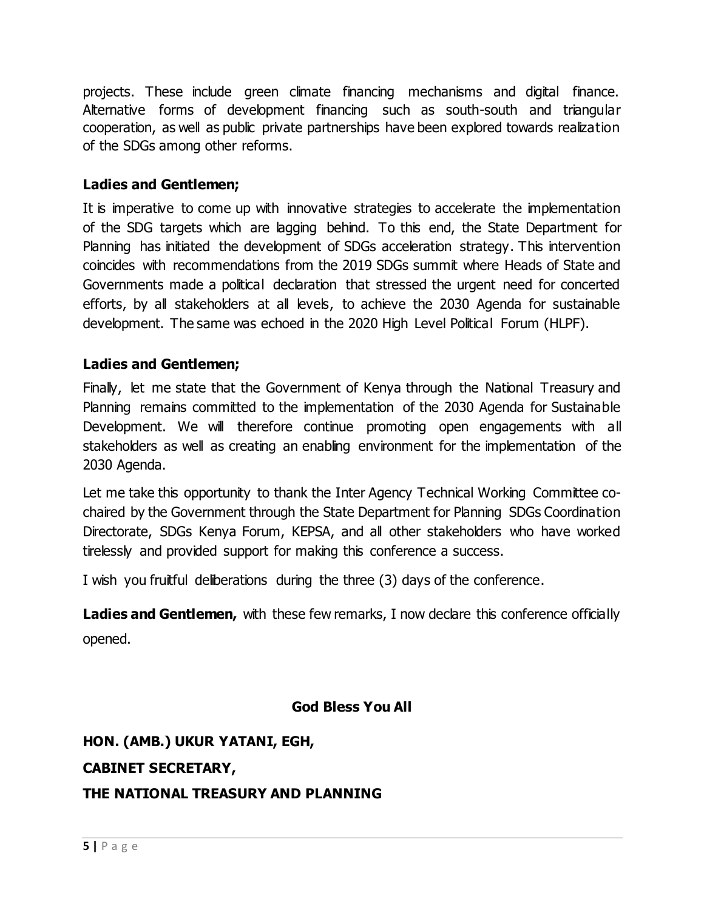projects. These include green climate financing mechanisms and digital finance. Alternative forms of development financing such as south-south and triangular cooperation, as well as public private partnerships have been explored towards realization of the SDGs among other reforms.

**Ladies and Gentlemen;**

It is imperative to come up with innovative strategies to accelerate the implementation of the SDG targets which are lagging behind. To this end, the State Department for Planning has initiated the development of SDGs acceleration strategy. This intervention coincides with recommendations from the 2019 SDGs summit where Heads of State and Governments made a political declaration that stressed the urgent need for concerted efforts, by all stakeholders at all levels, to achieve the 2030 Agenda for sustainable development. The same was echoed in the 2020 High Level Political Forum (HLPF).

**Ladies and Gentlemen;**

Finally, let me state that the Government of Kenya through the National Treasury and Planning remains committed to the implementation of the 2030 Agenda for Sustainable Development. We will therefore continue promoting open engagements with all stakeholders as well as creating an enabling environment for the implementation of the 2030 Agenda.

Let me take this opportunity to thank the Inter Agency Technical Working Committee co-chaired by the Government through the State Department for Planning SDGs Coordination Directorate, SDGs Kenya Forum, KEPSA, and all other stakeholders who have worked tirelessly and provided support for making this conference a success.

I wish you fruitful deliberations during the three (3) days of the conference.

**Ladies and Gentlemen,** with these few remarks, I now declare this conference officially opened.

**God Bless You All**

**HON. (AMB.) UKUR YATANI, EGH,**

**CABINET SECRETARY,**

**THE NATIONAL TREASURY AND PLANNING**